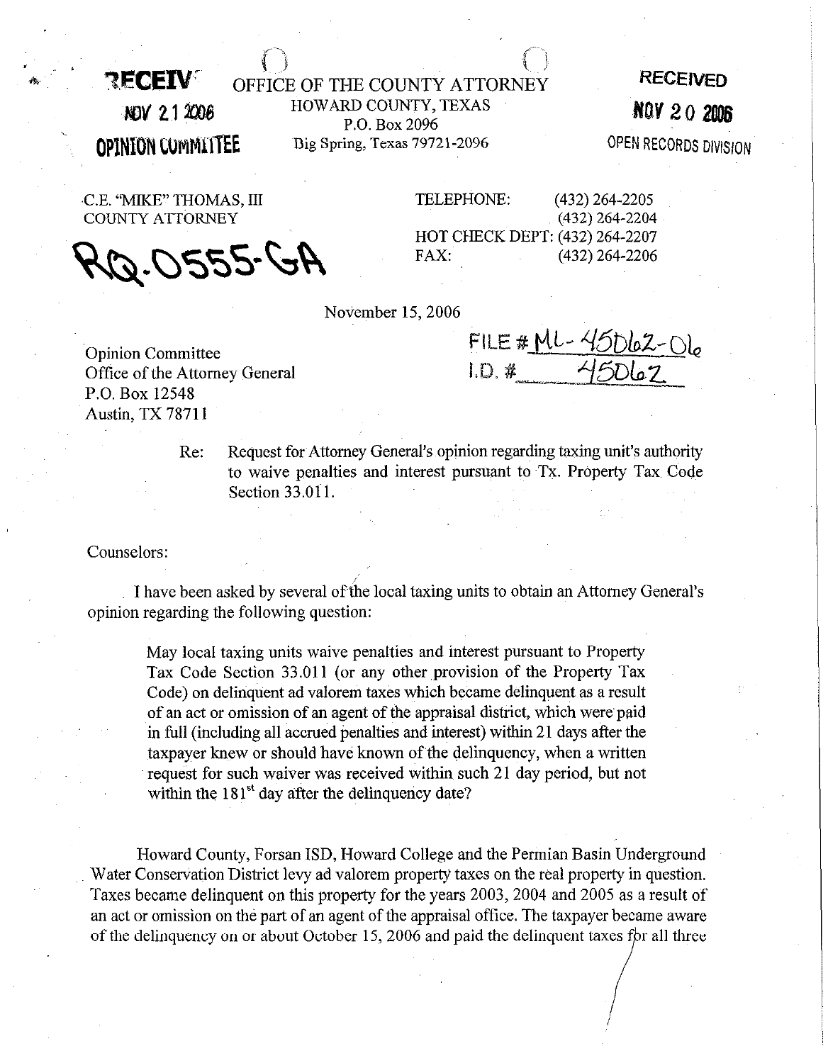RECEIVED
NOV 21 2006
OPINION COMMITTEE

OFFICE OF THE COUNTY ATTORNEY
HOWARD COUNTY, TEXAS
P.O. Box 2096
Big Spring, Texas 79721-2096

RECEIVED
NOV 20 2006
OPEN RECORDS DIVISION

C.E. "MIKE" THOMAS, III
COUNTY ATTORNEY

RQ-0555-GA

TELEPHONE: (432) 264-2205
(432) 264-2204
HOT CHECK DEPT: (432) 264-2207
FAX: (432) 264-2206

November 15, 2006

FILE # ML-45062-06
I.D. # 45062

Opinion Committee
Office of the Attorney General
P.O. Box 12548
Austin, TX 78711

Re: Request for Attorney General's opinion regarding taxing unit's authority to waive penalties and interest pursuant to Tx. Property Tax Code Section 33.011.

Counselors:

I have been asked by several of the local taxing units to obtain an Attorney General's opinion regarding the following question:

> May local taxing units waive penalties and interest pursuant to Property Tax Code Section 33.011 (or any other provision of the Property Tax Code) on delinquent ad valorem taxes which became delinquent as a result of an act or omission of an agent of the appraisal district, which were paid in full (including all accrued penalties and interest) within 21 days after the taxpayer knew or should have known of the delinquency, when a written request for such waiver was received within such 21 day period, but not within the 181st day after the delinquency date?

Howard County, Forsan ISD, Howard College and the Permian Basin Underground Water Conservation District levy ad valorem property taxes on the real property in question. Taxes became delinquent on this property for the years 2003, 2004 and 2005 as a result of an act or omission on the part of an agent of the appraisal office. The taxpayer became aware of the delinquency on or about October 15, 2006 and paid the delinquent taxes for all three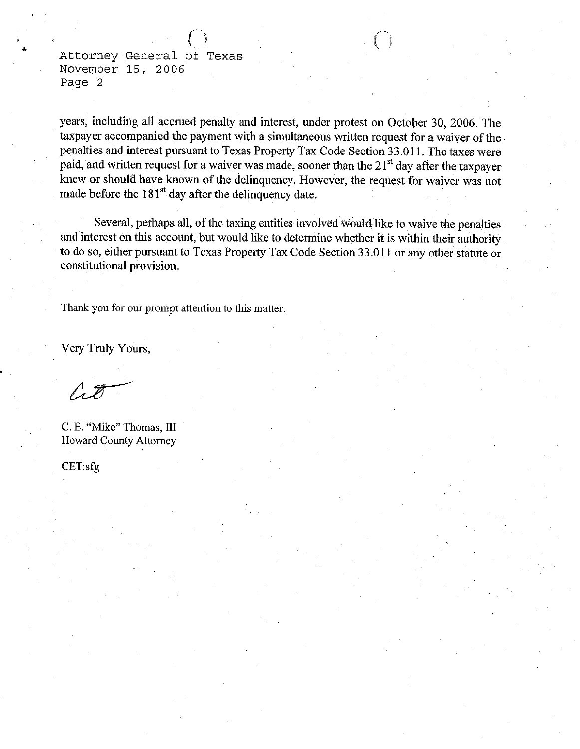years, including all accrued penalty and interest, under protest on October 30, 2006. The taxpayer accompanied the payment with a simultaneous written request for a waiver of the penalties and interest pursuant to Texas Property Tax Code Section 33.011. The taxes were paid, and written request for a waiver was made, sooner than the 21st day after the taxpayer knew or should have known of the delinquency. However, the request for waiver was not made before the 181st day after the delinquency date.

Several, perhaps all, of the taxing entities involved would like to waive the penalties and interest on this account, but would like to determine whether it is within their authority to do so, either pursuant to Texas Property Tax Code Section 33.011 or any other statute or constitutional provision.

Thank you for our prompt attention to this matter.

Very Truly Yours,

C. E. "Mike" Thomas, III
Howard County Attorney

CET:sfg